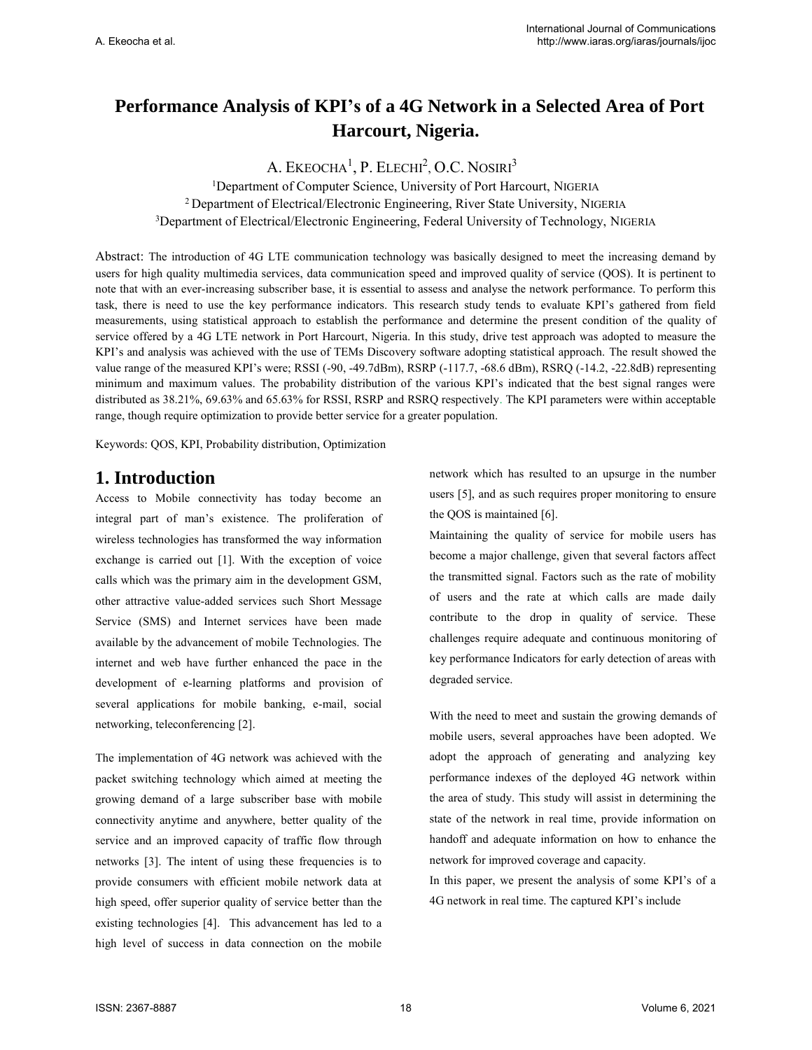# Performance Analysis of KPI's of a 4G Network in a Selected Area of Port Harcourt, Nigeria.

A. EKEOCHA[1], P. ELECHI[2], O.C. NOSIRI[3]

[1]Department of Computer Science, University of Port Harcourt, NIGERIA
[2] Department of Electrical/Electronic Engineering, River State University, NIGERIA
[3]Department of Electrical/Electronic Engineering, Federal University of Technology, NIGERIA

Abstract: The introduction of 4G LTE communication technology was basically designed to meet the increasing demand by users for high quality multimedia services, data communication speed and improved quality of service (QOS). It is pertinent to note that with an ever-increasing subscriber base, it is essential to assess and analyse the network performance. To perform this task, there is need to use the key performance indicators. This research study tends to evaluate KPI's gathered from field measurements, using statistical approach to establish the performance and determine the present condition of the quality of service offered by a 4G LTE network in Port Harcourt, Nigeria. In this study, drive test approach was adopted to measure the KPI's and analysis was achieved with the use of TEMs Discovery software adopting statistical approach. The result showed the value range of the measured KPI's were; RSSI (-90, -49.7dBm), RSRP (-117.7, -68.6 dBm), RSRQ (-14.2, -22.8dB) representing minimum and maximum values. The probability distribution of the various KPI's indicated that the best signal ranges were distributed as 38.21%, 69.63% and 65.63% for RSSI, RSRP and RSRQ respectively. The KPI parameters were within acceptable range, though require optimization to provide better service for a greater population.

Keywords: QOS, KPI, Probability distribution, Optimization

## 1. Introduction

Access to Mobile connectivity has today become an integral part of man's existence. The proliferation of wireless technologies has transformed the way information exchange is carried out [1]. With the exception of voice calls which was the primary aim in the development GSM, other attractive value-added services such Short Message Service (SMS) and Internet services have been made available by the advancement of mobile Technologies. The internet and web have further enhanced the pace in the development of e-learning platforms and provision of several applications for mobile banking, e-mail, social networking, teleconferencing [2].

The implementation of 4G network was achieved with the packet switching technology which aimed at meeting the growing demand of a large subscriber base with mobile connectivity anytime and anywhere, better quality of the service and an improved capacity of traffic flow through networks [3]. The intent of using these frequencies is to provide consumers with efficient mobile network data at high speed, offer superior quality of service better than the existing technologies [4]. This advancement has led to a high level of success in data connection on the mobile network which has resulted to an upsurge in the number users [5], and as such requires proper monitoring to ensure the QOS is maintained [6].

Maintaining the quality of service for mobile users has become a major challenge, given that several factors affect the transmitted signal. Factors such as the rate of mobility of users and the rate at which calls are made daily contribute to the drop in quality of service. These challenges require adequate and continuous monitoring of key performance Indicators for early detection of areas with degraded service.

With the need to meet and sustain the growing demands of mobile users, several approaches have been adopted. We adopt the approach of generating and analyzing key performance indexes of the deployed 4G network within the area of study. This study will assist in determining the state of the network in real time, provide information on handoff and adequate information on how to enhance the network for improved coverage and capacity.

In this paper, we present the analysis of some KPI's of a 4G network in real time. The captured KPI's include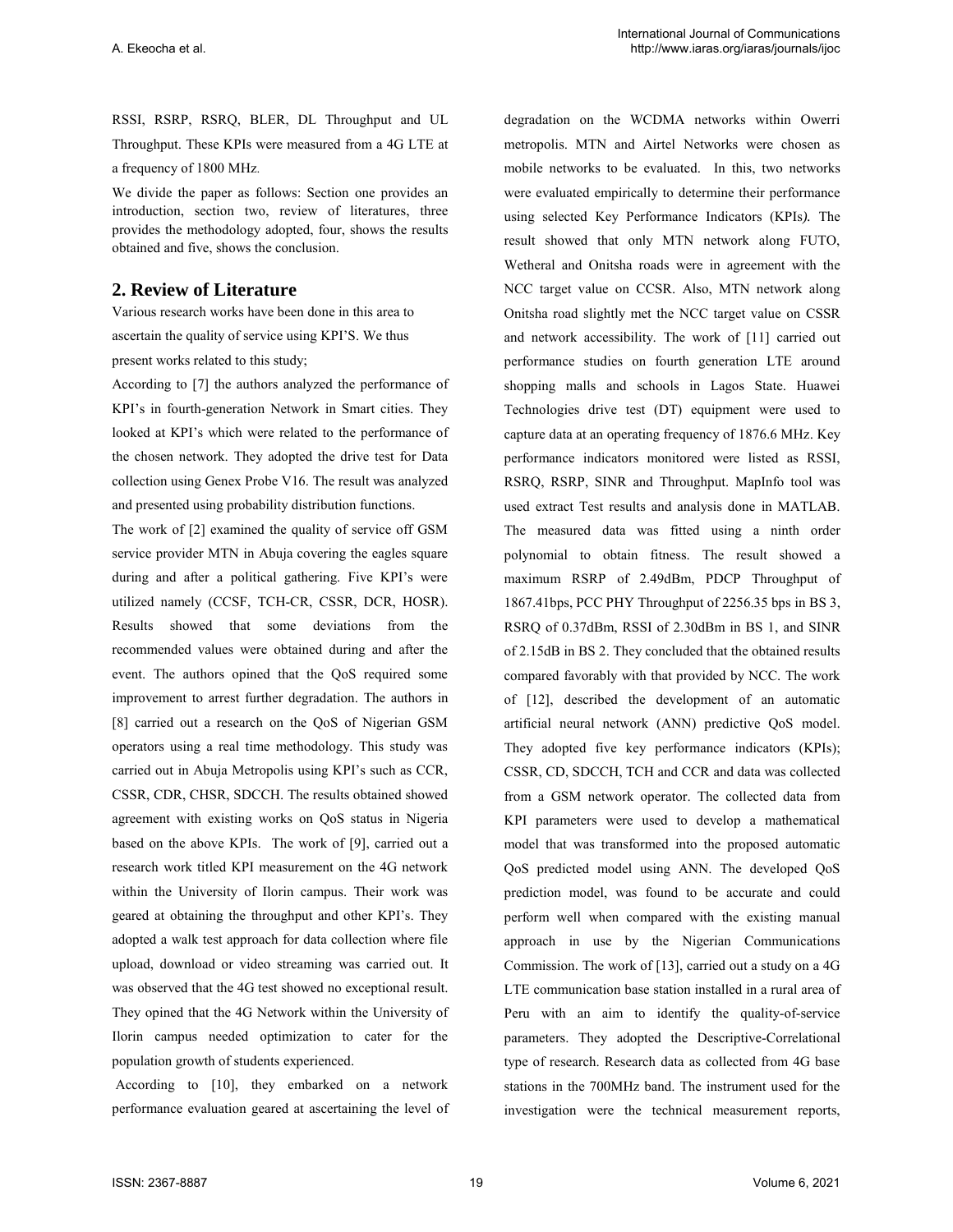RSSI, RSRP, RSRQ, BLER, DL Throughput and UL Throughput. These KPIs were measured from a 4G LTE at a frequency of 1800 MHz.

We divide the paper as follows: Section one provides an introduction, section two, review of literatures, three provides the methodology adopted, four, shows the results obtained and five, shows the conclusion.

## 2. Review of Literature

Various research works have been done in this area to ascertain the quality of service using KPI'S. We thus present works related to this study;

According to [7] the authors analyzed the performance of KPI's in fourth-generation Network in Smart cities. They looked at KPI's which were related to the performance of the chosen network. They adopted the drive test for Data collection using Genex Probe V16. The result was analyzed and presented using probability distribution functions.

The work of [2] examined the quality of service off GSM service provider MTN in Abuja covering the eagles square during and after a political gathering. Five KPI's were utilized namely (CCSF, TCH-CR, CSSR, DCR, HOSR). Results showed that some deviations from the recommended values were obtained during and after the event. The authors opined that the QoS required some improvement to arrest further degradation. The authors in [8] carried out a research on the QoS of Nigerian GSM operators using a real time methodology. This study was carried out in Abuja Metropolis using KPI's such as CCR, CSSR, CDR, CHSR, SDCCH. The results obtained showed agreement with existing works on QoS status in Nigeria based on the above KPIs. The work of [9], carried out a research work titled KPI measurement on the 4G network within the University of Ilorin campus. Their work was geared at obtaining the throughput and other KPI's. They adopted a walk test approach for data collection where file upload, download or video streaming was carried out. It was observed that the 4G test showed no exceptional result. They opined that the 4G Network within the University of Ilorin campus needed optimization to cater for the population growth of students experienced.

According to [10], they embarked on a network performance evaluation geared at ascertaining the level of degradation on the WCDMA networks within Owerri metropolis. MTN and Airtel Networks were chosen as mobile networks to be evaluated. In this, two networks were evaluated empirically to determine their performance using selected Key Performance Indicators (KPIs). The result showed that only MTN network along FUTO, Wetheral and Onitsha roads were in agreement with the NCC target value on CCSR. Also, MTN network along Onitsha road slightly met the NCC target value on CSSR and network accessibility. The work of [11] carried out performance studies on fourth generation LTE around shopping malls and schools in Lagos State. Huawei Technologies drive test (DT) equipment were used to capture data at an operating frequency of 1876.6 MHz. Key performance indicators monitored were listed as RSSI, RSRQ, RSRP, SINR and Throughput. MapInfo tool was used extract Test results and analysis done in MATLAB. The measured data was fitted using a ninth order polynomial to obtain fitness. The result showed a maximum RSRP of 2.49dBm, PDCP Throughput of 1867.41bps, PCC PHY Throughput of 2256.35 bps in BS 3, RSRQ of 0.37dBm, RSSI of 2.30dBm in BS 1, and SINR of 2.15dB in BS 2. They concluded that the obtained results compared favorably with that provided by NCC. The work of [12], described the development of an automatic artificial neural network (ANN) predictive QoS model. They adopted five key performance indicators (KPIs); CSSR, CD, SDCCH, TCH and CCR and data was collected from a GSM network operator. The collected data from KPI parameters were used to develop a mathematical model that was transformed into the proposed automatic QoS predicted model using ANN. The developed QoS prediction model, was found to be accurate and could perform well when compared with the existing manual approach in use by the Nigerian Communications Commission. The work of [13], carried out a study on a 4G LTE communication base station installed in a rural area of Peru with an aim to identify the quality-of-service parameters. They adopted the Descriptive-Correlational type of research. Research data as collected from 4G base stations in the 700MHz band. The instrument used for the investigation were the technical measurement reports,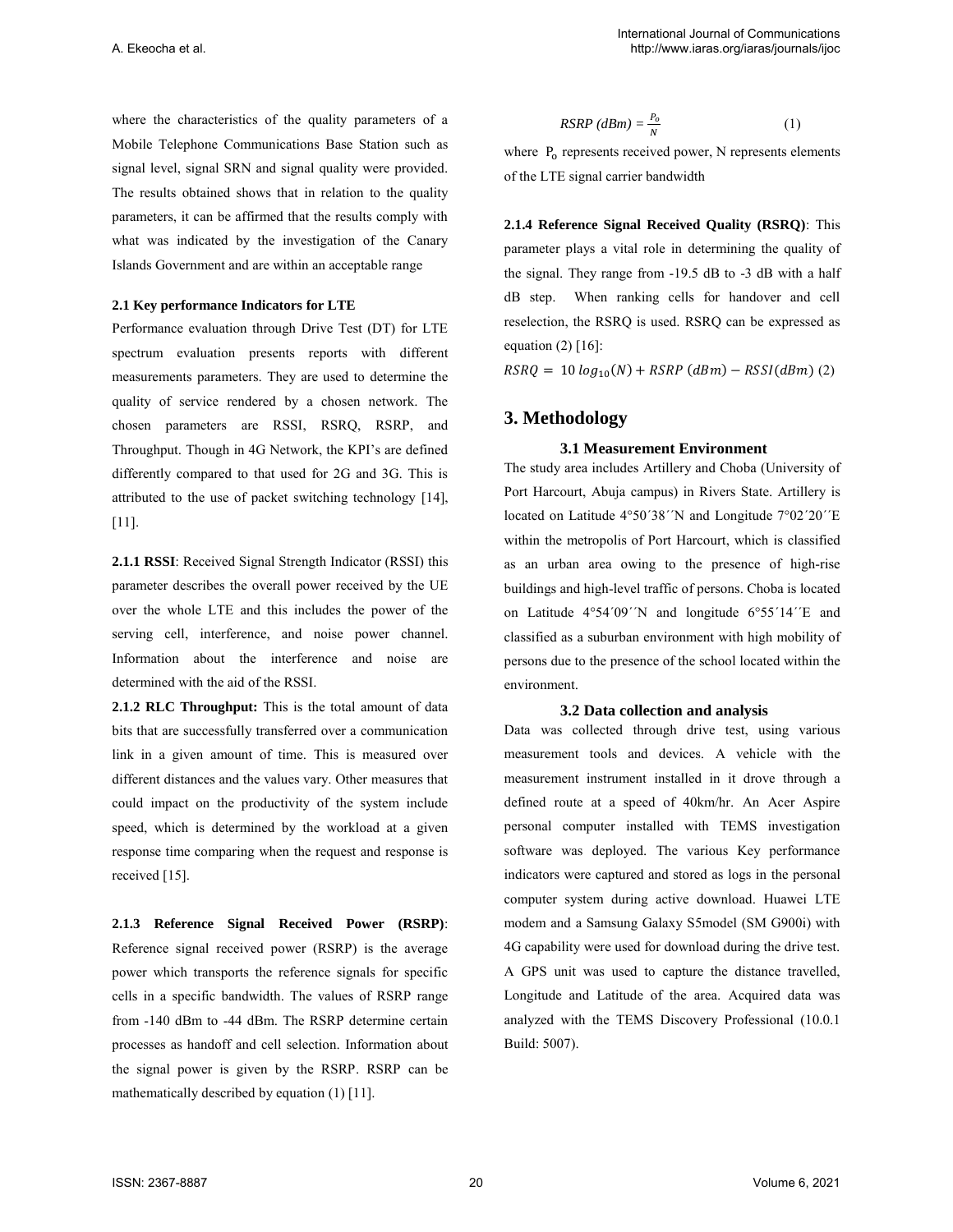where the characteristics of the quality parameters of a Mobile Telephone Communications Base Station such as signal level, signal SRN and signal quality were provided. The results obtained shows that in relation to the quality parameters, it can be affirmed that the results comply with what was indicated by the investigation of the Canary Islands Government and are within an acceptable range

### 2.1 Key performance Indicators for LTE

Performance evaluation through Drive Test (DT) for LTE spectrum evaluation presents reports with different measurements parameters. They are used to determine the quality of service rendered by a chosen network. The chosen parameters are RSSI, RSRQ, RSRP, and Throughput. Though in 4G Network, the KPI's are defined differently compared to that used for 2G and 3G. This is attributed to the use of packet switching technology [14], [11].

**2.1.1 RSSI**: Received Signal Strength Indicator (RSSI) this parameter describes the overall power received by the UE over the whole LTE and this includes the power of the serving cell, interference, and noise power channel. Information about the interference and noise are determined with the aid of the RSSI.

**2.1.2 RLC Throughput:** This is the total amount of data bits that are successfully transferred over a communication link in a given amount of time. This is measured over different distances and the values vary. Other measures that could impact on the productivity of the system include speed, which is determined by the workload at a given response time comparing when the request and response is received [15].

**2.1.3 Reference Signal Received Power (RSRP)**: Reference signal received power (RSRP) is the average power which transports the reference signals for specific cells in a specific bandwidth. The values of RSRP range from -140 dBm to -44 dBm. The RSRP determine certain processes as handoff and cell selection. Information about the signal power is given by the RSRP. RSRP can be mathematically described by equation (1) [11].

$$RSRP\ (dBm) = \frac{P_o}{N} \quad (1)$$

where $P_o$ represents received power, N represents elements of the LTE signal carrier bandwidth

**2.1.4 Reference Signal Received Quality (RSRQ)**: This parameter plays a vital role in determining the quality of the signal. They range from -19.5 dB to -3 dB with a half dB step. When ranking cells for handover and cell reselection, the RSRQ is used. RSRQ can be expressed as equation (2) [16]:

$$RSRQ = 10\,log_{10}(N) + RSRP\ (dBm) - RSSI(dBm) \quad (2)$$

## 3. Methodology

### 3.1 Measurement Environment

The study area includes Artillery and Choba (University of Port Harcourt, Abuja campus) in Rivers State. Artillery is located on Latitude 4°50´38´´N and Longitude 7°02´20´´E within the metropolis of Port Harcourt, which is classified as an urban area owing to the presence of high-rise buildings and high-level traffic of persons. Choba is located on Latitude 4°54´09´´N and longitude 6°55´14´´E and classified as a suburban environment with high mobility of persons due to the presence of the school located within the environment.

### 3.2 Data collection and analysis

Data was collected through drive test, using various measurement tools and devices. A vehicle with the measurement instrument installed in it drove through a defined route at a speed of 40km/hr. An Acer Aspire personal computer installed with TEMS investigation software was deployed. The various Key performance indicators were captured and stored as logs in the personal computer system during active download. Huawei LTE modem and a Samsung Galaxy S5model (SM G900i) with 4G capability were used for download during the drive test. A GPS unit was used to capture the distance travelled, Longitude and Latitude of the area. Acquired data was analyzed with the TEMS Discovery Professional (10.0.1 Build: 5007).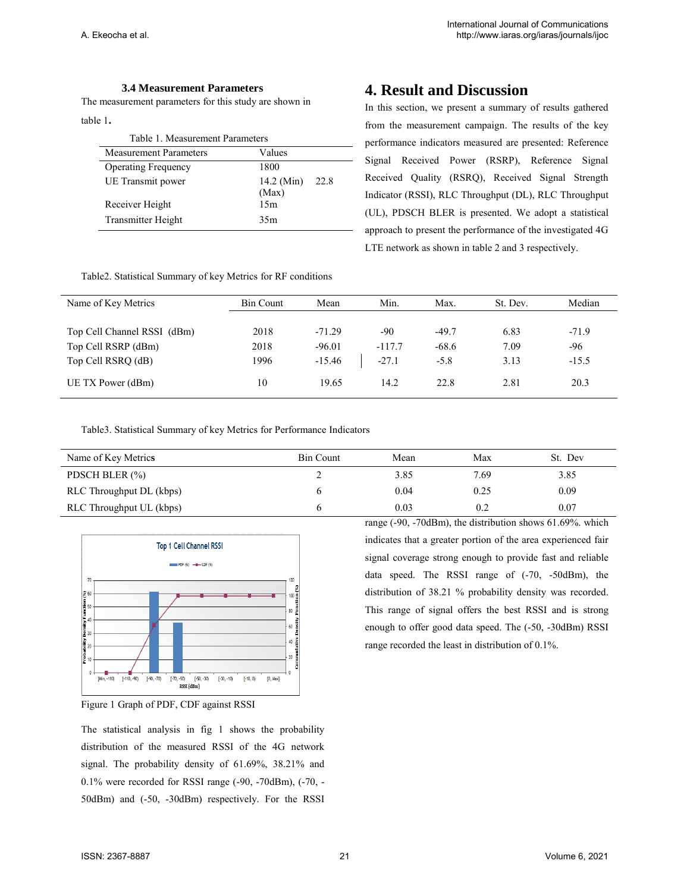### 3.4 Measurement Parameters

The measurement parameters for this study are shown in table 1.

Table 1. Measurement Parameters

| Measurement Parameters | Values |
|---|---|
| Operating Frequency | 1800 |
| UE Transmit power | 14.2 (Min) 22.8 (Max) |
| Receiver Height | 15m |
| Transmitter Height | 35m |

# 4. Result and Discussion

In this section, we present a summary of results gathered from the measurement campaign. The results of the key performance indicators measured are presented: Reference Signal Received Power (RSRP), Reference Signal Received Quality (RSRQ), Received Signal Strength Indicator (RSSI), RLC Throughput (DL), RLC Throughput (UL), PDSCH BLER is presented. We adopt a statistical approach to present the performance of the investigated 4G LTE network as shown in table 2 and 3 respectively.

Table2. Statistical Summary of key Metrics for RF conditions

| Name of Key Metrics | Bin Count | Mean | Min. | Max. | St. Dev. | Median |
|---|---|---|---|---|---|---|
| Top Cell Channel RSSI (dBm) | 2018 | -71.29 | -90 | -49.7 | 6.83 | -71.9 |
| Top Cell RSRP (dBm) | 2018 | -96.01 | -117.7 | -68.6 | 7.09 | -96 |
| Top Cell RSRQ (dB) | 1996 | -15.46 | -27.1 | -5.8 | 3.13 | -15.5 |
| UE TX Power (dBm) | 10 | 19.65 | 14.2 | 22.8 | 2.81 | 20.3 |

Table3. Statistical Summary of key Metrics for Performance Indicators

| Name of Key Metrics | Bin Count | Mean | Max | St. Dev |
|---|---|---|---|---|
| PDSCH BLER (%) | 2 | 3.85 | 7.69 | 3.85 |
| RLC Throughput DL (kbps) | 6 | 0.04 | 0.25 | 0.09 |
| RLC Throughput UL (kbps) | 6 | 0.03 | 0.2 | 0.07 |

Figure 1 Graph of PDF, CDF against RSSI

The statistical analysis in fig 1 shows the probability distribution of the measured RSSI of the 4G network signal. The probability density of 61.69%, 38.21% and 0.1% were recorded for RSSI range (-90, -70dBm), (-70, -50dBm) and (-50, -30dBm) respectively. For the RSSI range (-90, -70dBm), the distribution shows 61.69%. which indicates that a greater portion of the area experienced fair signal coverage strong enough to provide fast and reliable data speed. The RSSI range of (-70, -50dBm), the distribution of 38.21 % probability density was recorded. This range of signal offers the best RSSI and is strong enough to offer good data speed. The (-50, -30dBm) RSSI range recorded the least in distribution of 0.1%.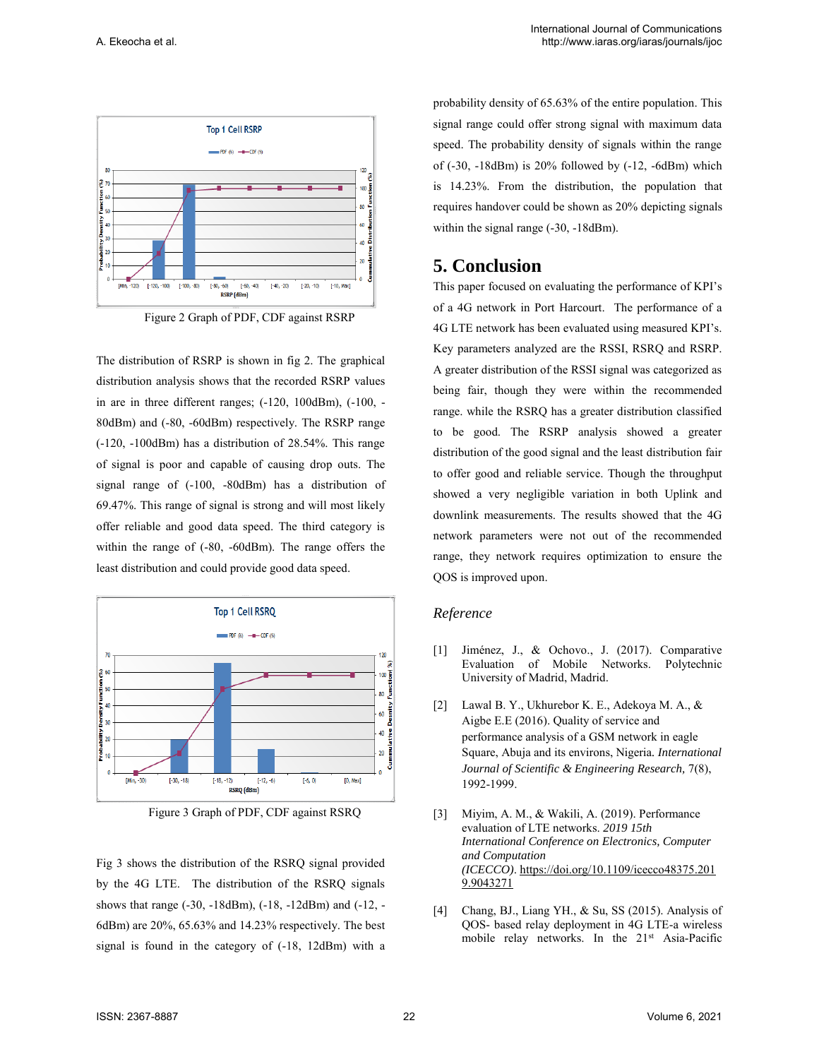Figure 2 Graph of PDF, CDF against RSRP

The distribution of RSRP is shown in fig 2. The graphical distribution analysis shows that the recorded RSRP values in are in three different ranges; (-120, 100dBm), (-100, -80dBm) and (-80, -60dBm) respectively. The RSRP range (-120, -100dBm) has a distribution of 28.54%. This range of signal is poor and capable of causing drop outs. The signal range of (-100, -80dBm) has a distribution of 69.47%. This range of signal is strong and will most likely offer reliable and good data speed. The third category is within the range of (-80, -60dBm). The range offers the least distribution and could provide good data speed.

Figure 3 Graph of PDF, CDF against RSRQ

Fig 3 shows the distribution of the RSRQ signal provided by the 4G LTE. The distribution of the RSRQ signals shows that range (-30, -18dBm), (-18, -12dBm) and (-12, -6dBm) are 20%, 65.63% and 14.23% respectively. The best signal is found in the category of (-18, 12dBm) with a probability density of 65.63% of the entire population. This signal range could offer strong signal with maximum data speed. The probability density of signals within the range of (-30, -18dBm) is 20% followed by (-12, -6dBm) which is 14.23%. From the distribution, the population that requires handover could be shown as 20% depicting signals within the signal range (-30, -18dBm).

# 5. Conclusion

This paper focused on evaluating the performance of KPI's of a 4G network in Port Harcourt. The performance of a 4G LTE network has been evaluated using measured KPI's. Key parameters analyzed are the RSSI, RSRQ and RSRP. A greater distribution of the RSSI signal was categorized as being fair, though they were within the recommended range. while the RSRQ has a greater distribution classified to be good. The RSRP analysis showed a greater distribution of the good signal and the least distribution fair to offer good and reliable service. Though the throughput showed a very negligible variation in both Uplink and downlink measurements. The results showed that the 4G network parameters were not out of the recommended range, they network requires optimization to ensure the QOS is improved upon.

## *Reference*

[1] Jiménez, J., & Ochovo., J. (2017). Comparative Evaluation of Mobile Networks. Polytechnic University of Madrid, Madrid.

[2] Lawal B. Y., Ukhurebor K. E., Adekoya M. A., & Aigbe E.E (2016). Quality of service and performance analysis of a GSM network in eagle Square, Abuja and its environs, Nigeria. *International Journal of Scientific & Engineering Research,* 7(8), 1992-1999.

[3] Miyim, A. M., & Wakili, A. (2019). Performance evaluation of LTE networks. *2019 15th International Conference on Electronics, Computer and Computation (ICECCO)*. https://doi.org/10.1109/icecco48375.2019.9043271

[4] Chang, BJ., Liang YH., & Su, SS (2015). Analysis of QOS- based relay deployment in 4G LTE-a wireless mobile relay networks. In the 21st Asia-Pacific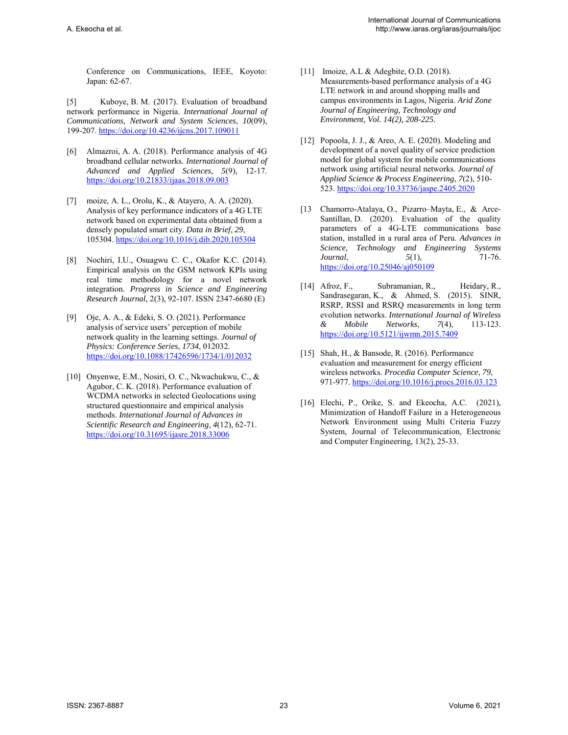Conference on Communications, IEEE, Koyoto: Japan: 62-67.

[5] Kuboye, B. M. (2017). Evaluation of broadband network performance in Nigeria. *International Journal of Communications, Network and System Sciences*, *10*(09), 199-207. https://doi.org/10.4236/ijcns.2017.109011

[6] Almazroi, A. A. (2018). Performance analysis of 4G broadband cellular networks. *International Journal of Advanced and Applied Sciences*, *5*(9), 12-17. https://doi.org/10.21833/ijaas.2018.09.003

[7] moize, A. L., Orolu, K., & Atayero, A. A. (2020). Analysis of key performance indicators of a 4G LTE network based on experimental data obtained from a densely populated smart city. *Data in Brief*, *29*, 105304. https://doi.org/10.1016/j.dib.2020.105304

[8] Nochiri, I.U., Osuagwu C. C., Okafor K.C. (2014). Empirical analysis on the GSM network KPIs using real time methodology for a novel network integration. *Progress in Science and Engineering Research Journal,* 2(3), 92-107. ISSN 2347-6680 (E)

[9] Oje, A. A., & Edeki, S. O. (2021). Performance analysis of service users' perception of mobile network quality in the learning settings. *Journal of Physics: Conference Series*, *1734*, 012032. https://doi.org/10.1088/17426596/1734/1/012032

[10] Onyenwe, E.M., Nosiri, O. C., Nkwachukwu, C., & Agubor, C. K. (2018). Performance evaluation of WCDMA networks in selected Geolocations using structured questionnaire and empirical analysis methods. *International Journal of Advances in Scientific Research and Engineering*, *4*(12), 62-71. https://doi.org/10.31695/ijasre.2018.33006

[11] Imoize, A.L & Adegbite, O.D. (2018). Measurements-based performance analysis of a 4G LTE network in and around shopping malls and campus environments in Lagos, Nigeria. *Arid Zone Journal of Engineering, Technology and Environment, Vol. 14(2), 208-225.*

[12] Popoola, J. J., & Areo, A. E. (2020). Modeling and development of a novel quality of service prediction model for global system for mobile communications network using artificial neural networks. *Journal of Applied Science & Process Engineering*, *7*(2), 510-523. https://doi.org/10.33736/jaspe.2405.2020

[13 Chamorro-Atalaya, O., Pizarro–Mayta, E., & Arce-Santillan, D. (2020). Evaluation of the quality parameters of a 4G-LTE communications base station, installed in a rural area of Peru. *Advances in Science, Technology and Engineering Systems Journal*, *5*(1), 71-76. https://doi.org/10.25046/aj050109

[14] Afroz, F., Subramanian, R., Heidary, R., Sandrasegaran, K., & Ahmed, S. (2015). SINR, RSRP, RSSI and RSRQ measurements in long term evolution networks. *International Journal of Wireless & Mobile Networks*, *7*(4), 113-123. https://doi.org/10.5121/ijwmn.2015.7409

[15] Shah, H., & Bansode, R. (2016). Performance evaluation and measurement for energy efficient wireless networks. *Procedia Computer Science*, *79*, 971-977. https://doi.org/10.1016/j.procs.2016.03.123

[16] Elechi, P., Orike, S. and Ekeocha, A.C. (2021), Minimization of Handoff Failure in a Heterogeneous Network Environment using Multi Criteria Fuzzy System, Journal of Telecommunication, Electronic and Computer Engineering, 13(2), 25-33.